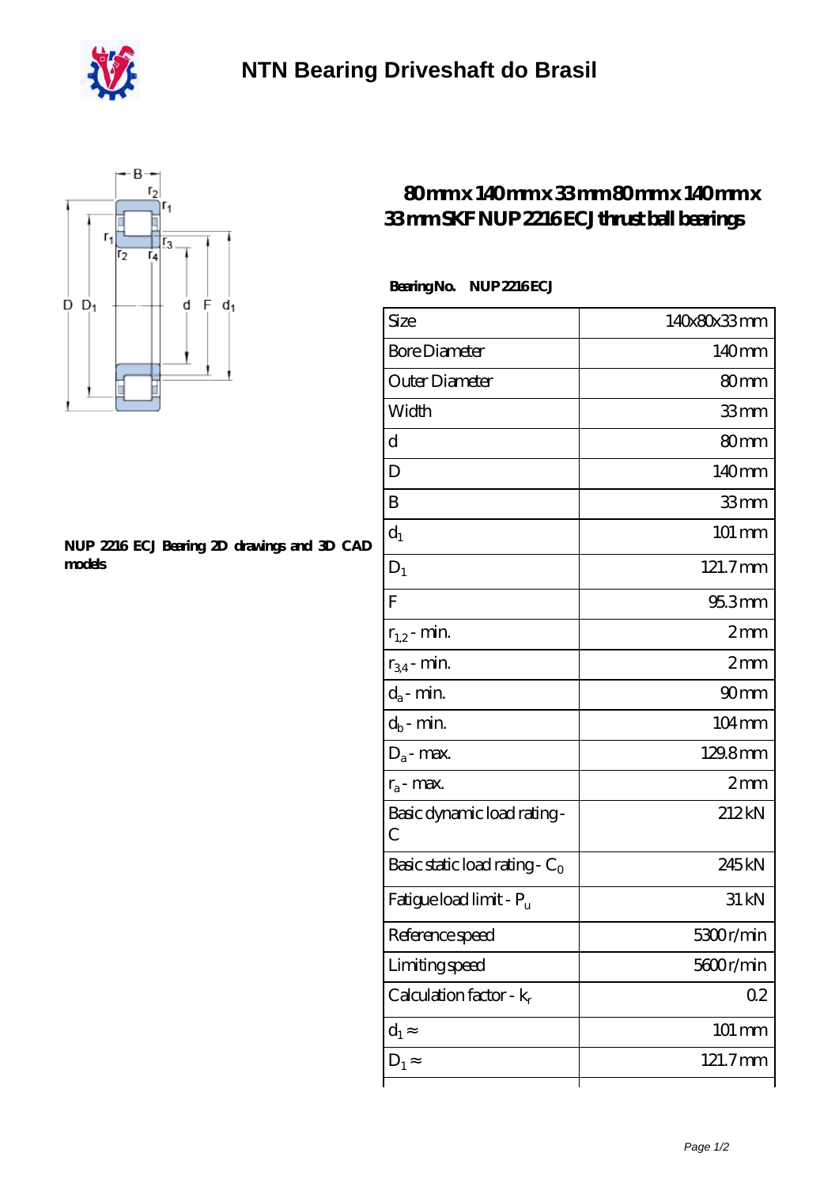# NTN Bearing Driveshaft do Brasil

## 80mm x 140mm x 33mm 80mm x 140mm x 33mm SKF NUP 2216 ECJ thrust ball bearings

NUP 2216 ECJ Bearing 2D drawings and 3D CAD models

**Bearing No.** NUP 2216 ECJ

| | |
|---|---|
| Size | 140x80x33 mm |
| Bore Diameter | 140 mm |
| Outer Diameter | 80 mm |
| Width | 33 mm |
| d | 80 mm |
| D | 140 mm |
| B | 33 mm |
| $d_1$ | 101 mm |
| $D_1$ | 121.7 mm |
| F | 95.3 mm |
| $r_{1,2}$ - min. | 2 mm |
| $r_{3,4}$ - min. | 2 mm |
| $d_a$ - min. | 90 mm |
| $d_b$ - min. | 104 mm |
| $D_a$ - max. | 129.8 mm |
| $r_a$ - max. | 2 mm |
| Basic dynamic load rating - C | 212 kN |
| Basic static load rating - $C_0$ | 245 kN |
| Fatigue load limit - $P_u$ | 31 kN |
| Reference speed | 5300 r/min |
| Limiting speed | 5600 r/min |
| Calculation factor - $k_r$ | 0.2 |
| $d_1 \approx$ | 101 mm |
| $D_1 \approx$ | 121.7 mm |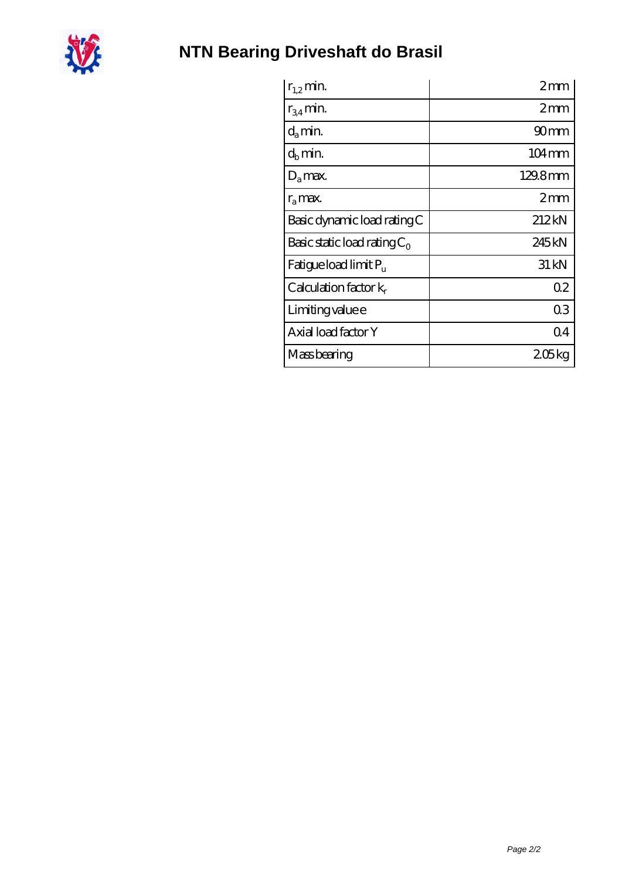# NTN Bearing Driveshaft do Brasil

| | |
|---|---|
| $r_{1,2}$ min. | 2 mm |
| $r_{3,4}$ min. | 2 mm |
| $d_a$ min. | 90 mm |
| $d_b$ min. | 104 mm |
| $D_a$ max. | 129.8 mm |
| $r_a$ max. | 2 mm |
| Basic dynamic load rating C | 212 kN |
| Basic static load rating $C_0$ | 245 kN |
| Fatigue load limit $P_u$ | 31 kN |
| Calculation factor $k_r$ | 0.2 |
| Limiting value e | 0.3 |
| Axial load factor Y | 0.4 |
| Mass bearing | 2.05 kg |